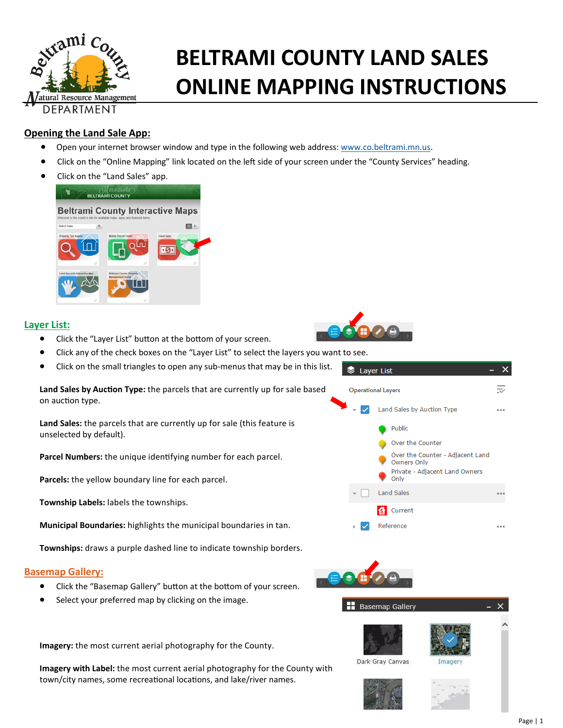# BELTRAMI COUNTY LAND SALES ONLINE MAPPING INSTRUCTIONS

## Opening the Land Sale App:

- Open your internet browser window and type in the following web address: www.co.beltrami.mn.us.
- Click on the "Online Mapping" link located on the left side of your screen under the "County Services" heading.
- Click on the "Land Sales" app.

## Layer List:

- Click the "Layer List" button at the bottom of your screen.
- Click any of the check boxes on the "Layer List" to select the layers you want to see.
- Click on the small triangles to open any sub-menus that may be in this list.

**Land Sales by Auction Type:** the parcels that are currently up for sale based on auction type.

**Land Sales:** the parcels that are currently up for sale (this feature is unselected by default).

**Parcel Numbers:** the unique identifying number for each parcel.

**Parcels:** the yellow boundary line for each parcel.

**Township Labels:** labels the townships.

**Municipal Boundaries:** highlights the municipal boundaries in tan.

**Townships:** draws a purple dashed line to indicate township borders.

## Basemap Gallery:

- Click the "Basemap Gallery" button at the bottom of your screen.
- Select your preferred map by clicking on the image.

**Imagery:** the most current aerial photography for the County.

**Imagery with Label:** the most current aerial photography for the County with town/city names, some recreational locations, and lake/river names.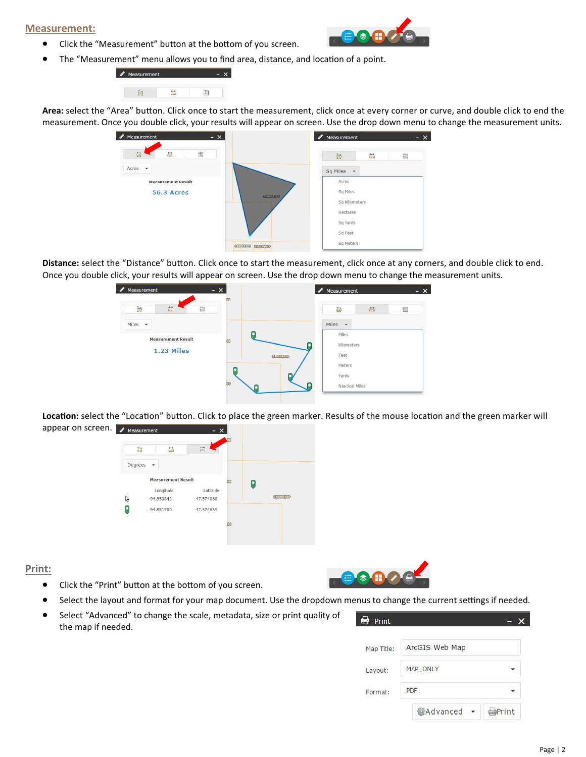## Measurement:

- Click the “Measurement” button at the bottom of you screen.
- The “Measurement” menu allows you to find area, distance, and location of a point.

**Area:** select the “Area” button. Click once to start the measurement, click once at every corner or curve, and double click to end the measurement. Once you double click, your results will appear on screen. Use the drop down menu to change the measurement units.

**Distance:** select the “Distance” button. Click once to start the measurement, click once at any corners, and double click to end. Once you double click, your results will appear on screen. Use the drop down menu to change the measurement units.

**Location:** select the “Location” button. Click to place the green marker. Results of the mouse location and the green marker will appear on screen.

## Print:

- Click the “Print” button at the bottom of you screen.
- Select the layout and format for your map document. Use the dropdown menus to change the current settings if needed.
- Select “Advanced” to change the scale, metadata, size or print quality of the map if needed.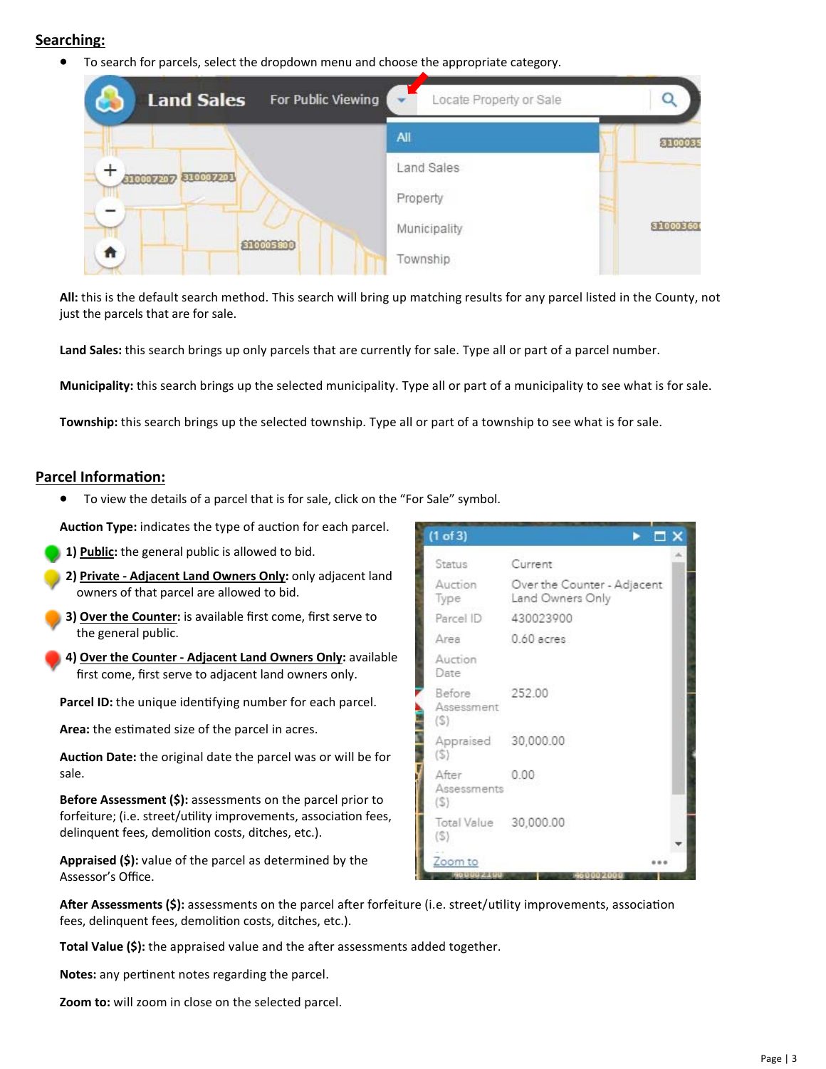## Searching:

- To search for parcels, select the dropdown menu and choose the appropriate category.

**All:** this is the default search method. This search will bring up matching results for any parcel listed in the County, not just the parcels that are for sale.

**Land Sales:** this search brings up only parcels that are currently for sale. Type all or part of a parcel number.

**Municipality:** this search brings up the selected municipality. Type all or part of a municipality to see what is for sale.

**Township:** this search brings up the selected township. Type all or part of a township to see what is for sale.

## Parcel Information:

- To view the details of a parcel that is for sale, click on the "For Sale" symbol.

**Auction Type:** indicates the type of auction for each parcel.

1) **Public**: the general public is allowed to bid.
2) **Private - Adjacent Land Owners Only**: only adjacent land owners of that parcel are allowed to bid.
3) **Over the Counter**: is available first come, first serve to the general public.
4) **Over the Counter - Adjacent Land Owners Only**: available first come, first serve to adjacent land owners only.

**Parcel ID:** the unique identifying number for each parcel.

**Area:** the estimated size of the parcel in acres.

**Auction Date:** the original date the parcel was or will be for sale.

**Before Assessment ($):** assessments on the parcel prior to forfeiture; (i.e. street/utility improvements, association fees, delinquent fees, demolition costs, ditches, etc.).

**Appraised ($):** value of the parcel as determined by the Assessor's Office.

**After Assessments ($):** assessments on the parcel after forfeiture (i.e. street/utility improvements, association fees, delinquent fees, demolition costs, ditches, etc.).

**Total Value ($):** the appraised value and the after assessments added together.

**Notes:** any pertinent notes regarding the parcel.

**Zoom to:** will zoom in close on the selected parcel.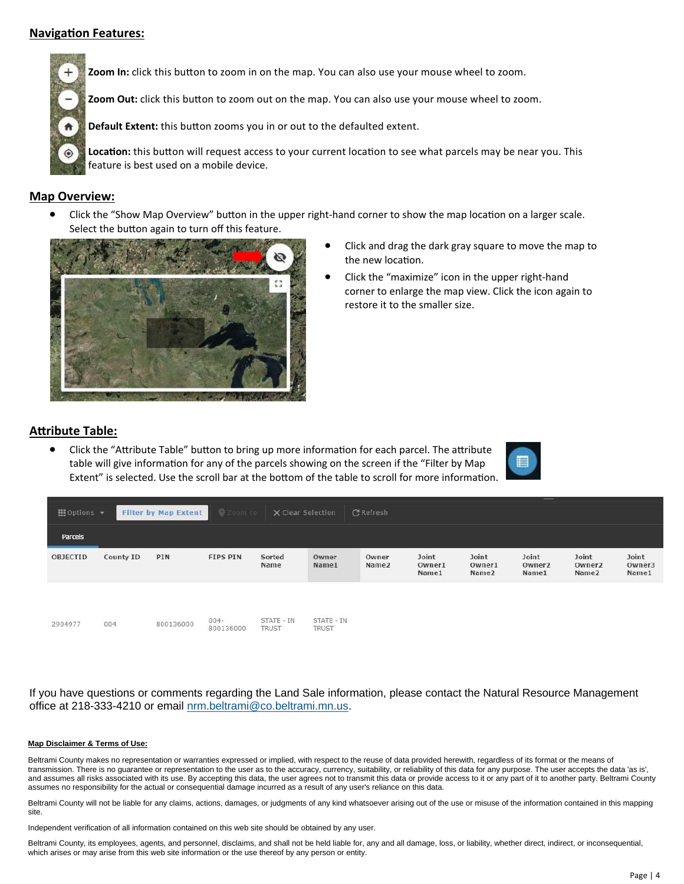## Navigation Features:

**Zoom In:** click this button to zoom in on the map. You can also use your mouse wheel to zoom.

**Zoom Out:** click this button to zoom out on the map. You can also use your mouse wheel to zoom.

**Default Extent:** this button zooms you in or out to the defaulted extent.

**Location:** this button will request access to your current location to see what parcels may be near you. This feature is best used on a mobile device.

## Map Overview:

- Click the "Show Map Overview" button in the upper right-hand corner to show the map location on a larger scale. Select the button again to turn off this feature.
- Click and drag the dark gray square to move the map to the new location.
- Click the "maximize" icon in the upper right-hand corner to enlarge the map view. Click the icon again to restore it to the smaller size.

## Attribute Table:

- Click the "Attribute Table" button to bring up more information for each parcel. The attribute table will give information for any of the parcels showing on the screen if the "Filter by Map Extent" is selected. Use the scroll bar at the bottom of the table to scroll for more information.

Options | Filter by Map Extent | Zoom to | Clear Selection | Refresh

Parcels

| OBJECTID | County ID | PIN | FIPS PIN | Sorted Name | Owner Name1 | Owner Name2 | Joint Owner1 Name1 | Joint Owner1 Name2 | Joint Owner2 Name1 | Joint Owner2 Name2 | Joint Owner3 Name1 |
|---|---|---|---|---|---|---|---|---|---|---|---|
| 2904977 | 004 | 800136000 | 004-800136000 | STATE - IN TRUST | STATE - IN TRUST | | | | | | |

If you have questions or comments regarding the Land Sale information, please contact the Natural Resource Management office at 218-333-4210 or email nrm.beltrami@co.beltrami.mn.us.

**Map Disclaimer & Terms of Use:**

Beltrami County makes no representation or warranties expressed or implied, with respect to the reuse of data provided herewith, regardless of its format or the means of transmission. There is no guarantee or representation to the user as to the accuracy, currency, suitability, or reliability of this data for any purpose. The user accepts the data 'as is', and assumes all risks associated with its use. By accepting this data, the user agrees not to transmit this data or provide access to it or any part of it to another party. Beltrami County assumes no responsibility for the actual or consequential damage incurred as a result of any user's reliance on this data.

Beltrami County will not be liable for any claims, actions, damages, or judgments of any kind whatsoever arising out of the use or misuse of the information contained in this mapping site.

Independent verification of all information contained on this web site should be obtained by any user.

Beltrami County, its employees, agents, and personnel, disclaims, and shall not be held liable for, any and all damage, loss, or liability, whether direct, indirect, or inconsequential, which arises or may arise from this web site information or the use thereof by any person or entity.